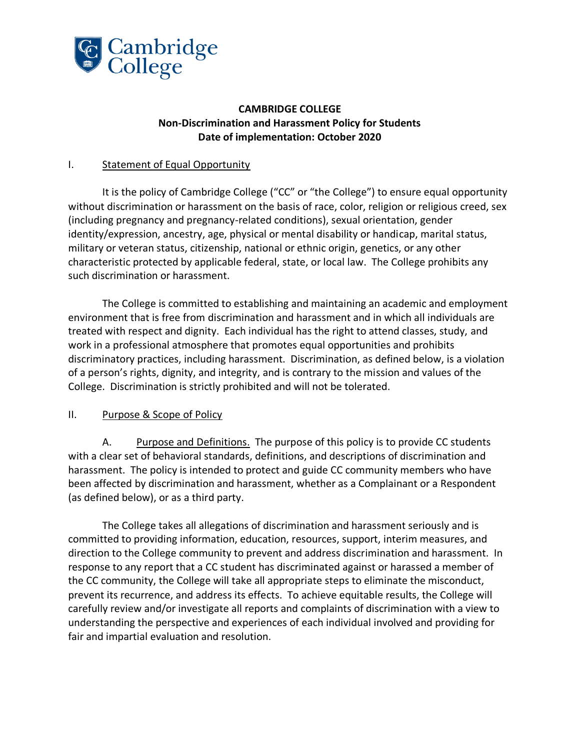# CAMBRIDGE COLLEGE
## Non-Discrimination and Harassment Policy for Students
**Date of implementation: October 2020**

## I. Statement of Equal Opportunity

It is the policy of Cambridge College ("CC" or "the College") to ensure equal opportunity without discrimination or harassment on the basis of race, color, religion or religious creed, sex (including pregnancy and pregnancy-related conditions), sexual orientation, gender identity/expression, ancestry, age, physical or mental disability or handicap, marital status, military or veteran status, citizenship, national or ethnic origin, genetics, or any other characteristic protected by applicable federal, state, or local law. The College prohibits any such discrimination or harassment.

The College is committed to establishing and maintaining an academic and employment environment that is free from discrimination and harassment and in which all individuals are treated with respect and dignity. Each individual has the right to attend classes, study, and work in a professional atmosphere that promotes equal opportunities and prohibits discriminatory practices, including harassment. Discrimination, as defined below, is a violation of a person's rights, dignity, and integrity, and is contrary to the mission and values of the College. Discrimination is strictly prohibited and will not be tolerated.

## II. Purpose & Scope of Policy

A. Purpose and Definitions. The purpose of this policy is to provide CC students with a clear set of behavioral standards, definitions, and descriptions of discrimination and harassment. The policy is intended to protect and guide CC community members who have been affected by discrimination and harassment, whether as a Complainant or a Respondent (as defined below), or as a third party.

The College takes all allegations of discrimination and harassment seriously and is committed to providing information, education, resources, support, interim measures, and direction to the College community to prevent and address discrimination and harassment. In response to any report that a CC student has discriminated against or harassed a member of the CC community, the College will take all appropriate steps to eliminate the misconduct, prevent its recurrence, and address its effects. To achieve equitable results, the College will carefully review and/or investigate all reports and complaints of discrimination with a view to understanding the perspective and experiences of each individual involved and providing for fair and impartial evaluation and resolution.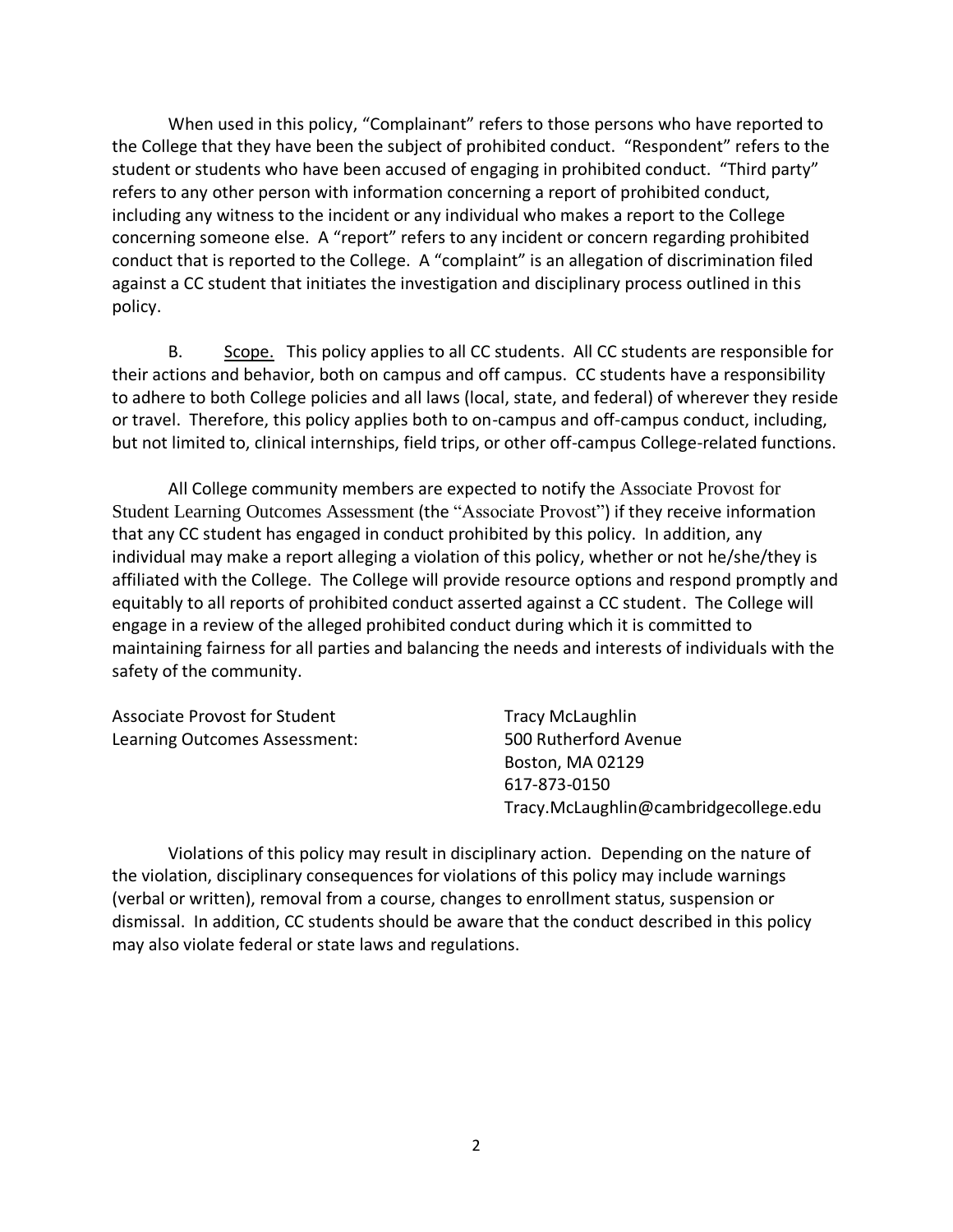When used in this policy, "Complainant" refers to those persons who have reported to the College that they have been the subject of prohibited conduct. "Respondent" refers to the student or students who have been accused of engaging in prohibited conduct. "Third party" refers to any other person with information concerning a report of prohibited conduct, including any witness to the incident or any individual who makes a report to the College concerning someone else. A "report" refers to any incident or concern regarding prohibited conduct that is reported to the College. A "complaint" is an allegation of discrimination filed against a CC student that initiates the investigation and disciplinary process outlined in this policy.

B. Scope. This policy applies to all CC students. All CC students are responsible for their actions and behavior, both on campus and off campus. CC students have a responsibility to adhere to both College policies and all laws (local, state, and federal) of wherever they reside or travel. Therefore, this policy applies both to on-campus and off-campus conduct, including, but not limited to, clinical internships, field trips, or other off-campus College-related functions.

All College community members are expected to notify the Associate Provost for Student Learning Outcomes Assessment (the "Associate Provost") if they receive information that any CC student has engaged in conduct prohibited by this policy. In addition, any individual may make a report alleging a violation of this policy, whether or not he/she/they is affiliated with the College. The College will provide resource options and respond promptly and equitably to all reports of prohibited conduct asserted against a CC student. The College will engage in a review of the alleged prohibited conduct during which it is committed to maintaining fairness for all parties and balancing the needs and interests of individuals with the safety of the community.

Associate Provost for Student Learning Outcomes Assessment:

Tracy McLaughlin
500 Rutherford Avenue
Boston, MA 02129
617-873-0150
Tracy.McLaughlin@cambridgecollege.edu

Violations of this policy may result in disciplinary action. Depending on the nature of the violation, disciplinary consequences for violations of this policy may include warnings (verbal or written), removal from a course, changes to enrollment status, suspension or dismissal. In addition, CC students should be aware that the conduct described in this policy may also violate federal or state laws and regulations.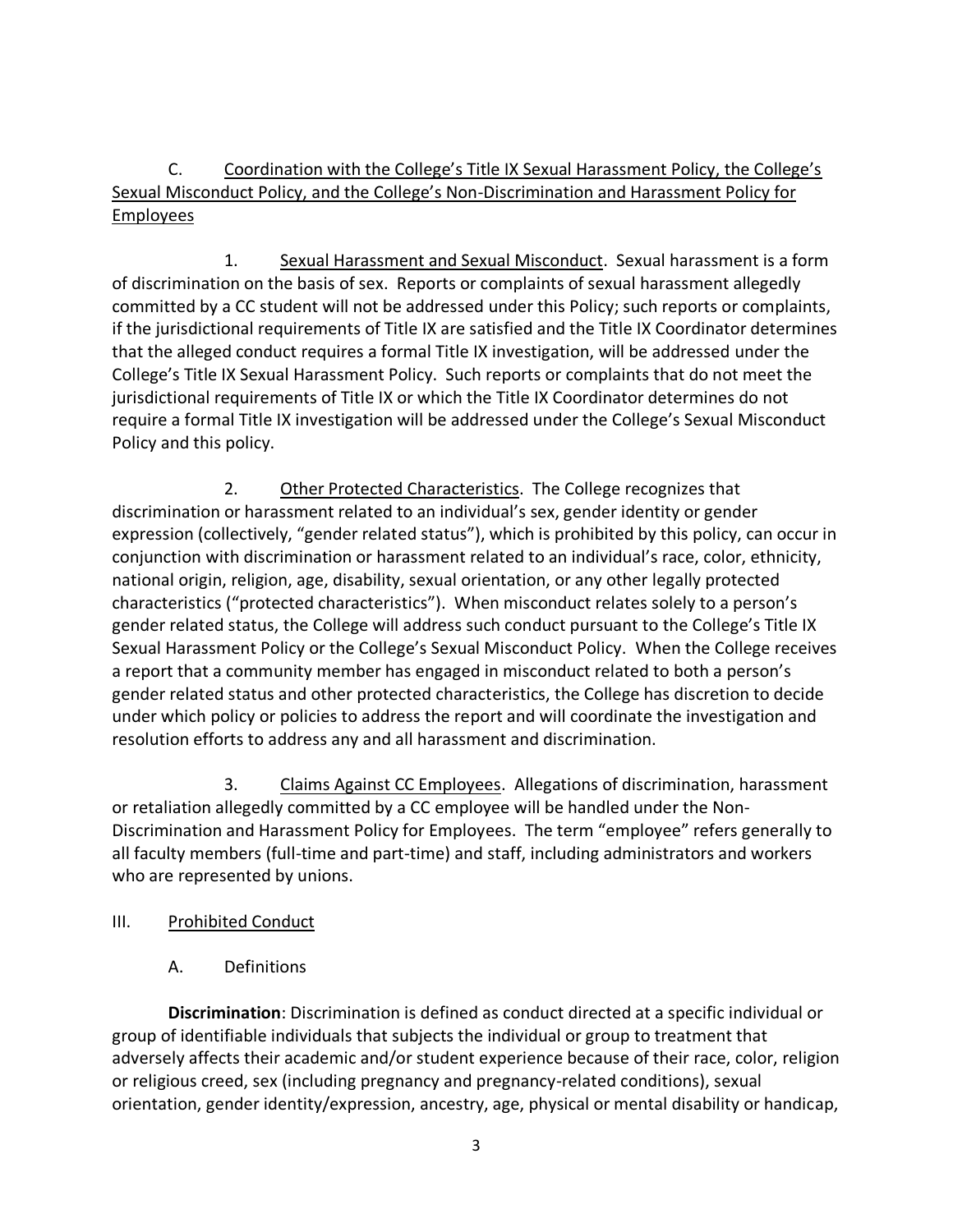### C. Coordination with the College's Title IX Sexual Harassment Policy, the College's Sexual Misconduct Policy, and the College's Non-Discrimination and Harassment Policy for Employees

1. Sexual Harassment and Sexual Misconduct. Sexual harassment is a form of discrimination on the basis of sex. Reports or complaints of sexual harassment allegedly committed by a CC student will not be addressed under this Policy; such reports or complaints, if the jurisdictional requirements of Title IX are satisfied and the Title IX Coordinator determines that the alleged conduct requires a formal Title IX investigation, will be addressed under the College's Title IX Sexual Harassment Policy. Such reports or complaints that do not meet the jurisdictional requirements of Title IX or which the Title IX Coordinator determines do not require a formal Title IX investigation will be addressed under the College's Sexual Misconduct Policy and this policy.

2. Other Protected Characteristics. The College recognizes that discrimination or harassment related to an individual's sex, gender identity or gender expression (collectively, "gender related status"), which is prohibited by this policy, can occur in conjunction with discrimination or harassment related to an individual's race, color, ethnicity, national origin, religion, age, disability, sexual orientation, or any other legally protected characteristics ("protected characteristics"). When misconduct relates solely to a person's gender related status, the College will address such conduct pursuant to the College's Title IX Sexual Harassment Policy or the College's Sexual Misconduct Policy. When the College receives a report that a community member has engaged in misconduct related to both a person's gender related status and other protected characteristics, the College has discretion to decide under which policy or policies to address the report and will coordinate the investigation and resolution efforts to address any and all harassment and discrimination.

3. Claims Against CC Employees. Allegations of discrimination, harassment or retaliation allegedly committed by a CC employee will be handled under the Non-Discrimination and Harassment Policy for Employees. The term "employee" refers generally to all faculty members (full-time and part-time) and staff, including administrators and workers who are represented by unions.

## III. Prohibited Conduct

### A. Definitions

**Discrimination**: Discrimination is defined as conduct directed at a specific individual or group of identifiable individuals that subjects the individual or group to treatment that adversely affects their academic and/or student experience because of their race, color, religion or religious creed, sex (including pregnancy and pregnancy-related conditions), sexual orientation, gender identity/expression, ancestry, age, physical or mental disability or handicap,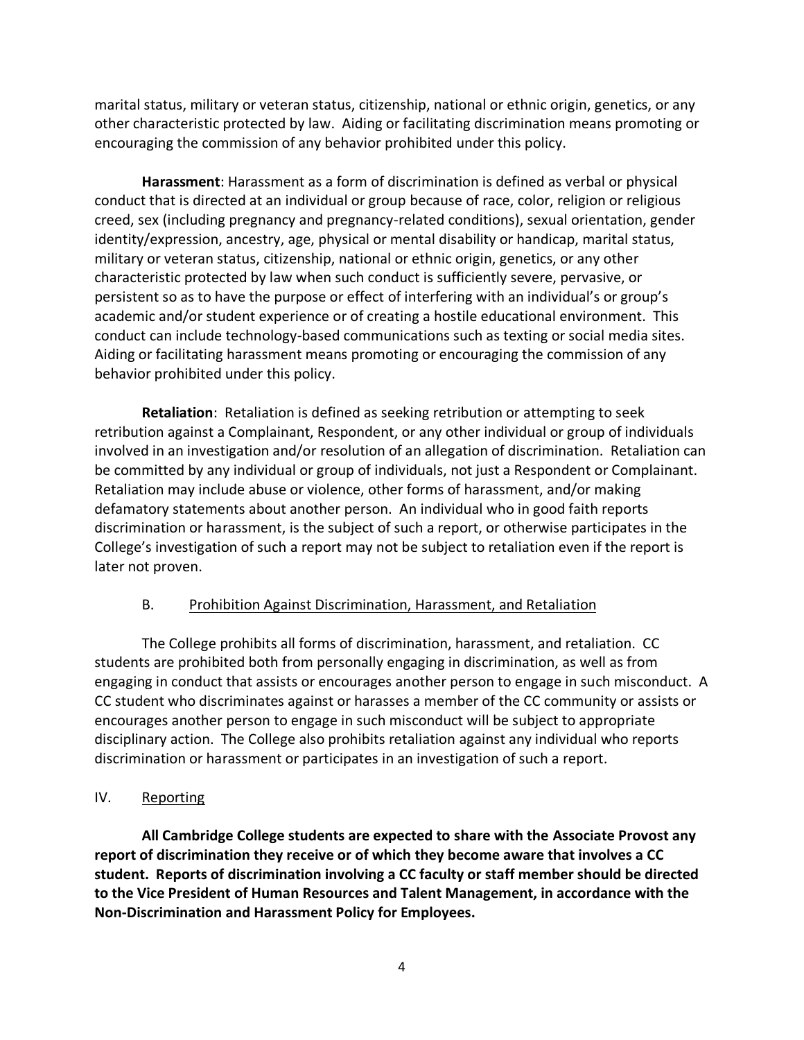marital status, military or veteran status, citizenship, national or ethnic origin, genetics, or any other characteristic protected by law. Aiding or facilitating discrimination means promoting or encouraging the commission of any behavior prohibited under this policy.

**Harassment**: Harassment as a form of discrimination is defined as verbal or physical conduct that is directed at an individual or group because of race, color, religion or religious creed, sex (including pregnancy and pregnancy-related conditions), sexual orientation, gender identity/expression, ancestry, age, physical or mental disability or handicap, marital status, military or veteran status, citizenship, national or ethnic origin, genetics, or any other characteristic protected by law when such conduct is sufficiently severe, pervasive, or persistent so as to have the purpose or effect of interfering with an individual's or group's academic and/or student experience or of creating a hostile educational environment. This conduct can include technology-based communications such as texting or social media sites. Aiding or facilitating harassment means promoting or encouraging the commission of any behavior prohibited under this policy.

**Retaliation**: Retaliation is defined as seeking retribution or attempting to seek retribution against a Complainant, Respondent, or any other individual or group of individuals involved in an investigation and/or resolution of an allegation of discrimination. Retaliation can be committed by any individual or group of individuals, not just a Respondent or Complainant. Retaliation may include abuse or violence, other forms of harassment, and/or making defamatory statements about another person. An individual who in good faith reports discrimination or harassment, is the subject of such a report, or otherwise participates in the College's investigation of such a report may not be subject to retaliation even if the report is later not proven.

### B. Prohibition Against Discrimination, Harassment, and Retaliation

The College prohibits all forms of discrimination, harassment, and retaliation. CC students are prohibited both from personally engaging in discrimination, as well as from engaging in conduct that assists or encourages another person to engage in such misconduct. A CC student who discriminates against or harasses a member of the CC community or assists or encourages another person to engage in such misconduct will be subject to appropriate disciplinary action. The College also prohibits retaliation against any individual who reports discrimination or harassment or participates in an investigation of such a report.

## IV. Reporting

**All Cambridge College students are expected to share with the Associate Provost any report of discrimination they receive or of which they become aware that involves a CC student. Reports of discrimination involving a CC faculty or staff member should be directed to the Vice President of Human Resources and Talent Management, in accordance with the Non-Discrimination and Harassment Policy for Employees.**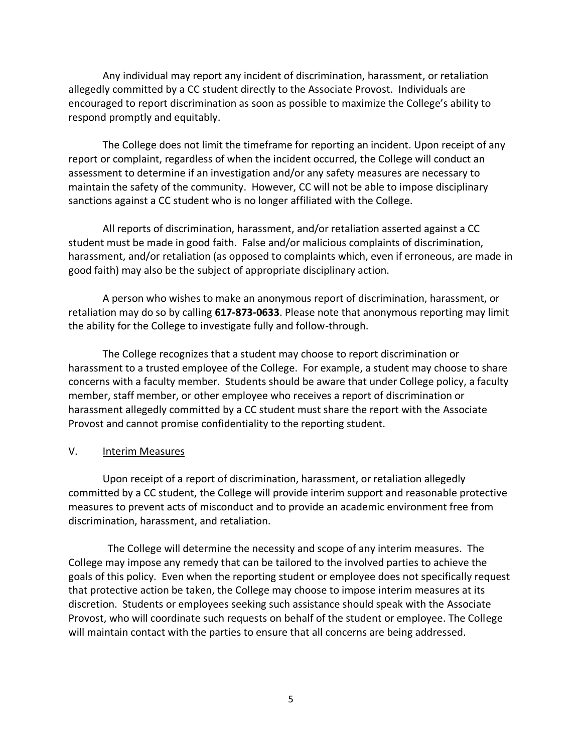Any individual may report any incident of discrimination, harassment, or retaliation allegedly committed by a CC student directly to the Associate Provost. Individuals are encouraged to report discrimination as soon as possible to maximize the College's ability to respond promptly and equitably.

The College does not limit the timeframe for reporting an incident. Upon receipt of any report or complaint, regardless of when the incident occurred, the College will conduct an assessment to determine if an investigation and/or any safety measures are necessary to maintain the safety of the community. However, CC will not be able to impose disciplinary sanctions against a CC student who is no longer affiliated with the College.

All reports of discrimination, harassment, and/or retaliation asserted against a CC student must be made in good faith. False and/or malicious complaints of discrimination, harassment, and/or retaliation (as opposed to complaints which, even if erroneous, are made in good faith) may also be the subject of appropriate disciplinary action.

A person who wishes to make an anonymous report of discrimination, harassment, or retaliation may do so by calling **617-873-0633**. Please note that anonymous reporting may limit the ability for the College to investigate fully and follow-through.

The College recognizes that a student may choose to report discrimination or harassment to a trusted employee of the College. For example, a student may choose to share concerns with a faculty member. Students should be aware that under College policy, a faculty member, staff member, or other employee who receives a report of discrimination or harassment allegedly committed by a CC student must share the report with the Associate Provost and cannot promise confidentiality to the reporting student.

## V. Interim Measures

Upon receipt of a report of discrimination, harassment, or retaliation allegedly committed by a CC student, the College will provide interim support and reasonable protective measures to prevent acts of misconduct and to provide an academic environment free from discrimination, harassment, and retaliation.

The College will determine the necessity and scope of any interim measures. The College may impose any remedy that can be tailored to the involved parties to achieve the goals of this policy. Even when the reporting student or employee does not specifically request that protective action be taken, the College may choose to impose interim measures at its discretion. Students or employees seeking such assistance should speak with the Associate Provost, who will coordinate such requests on behalf of the student or employee. The College will maintain contact with the parties to ensure that all concerns are being addressed.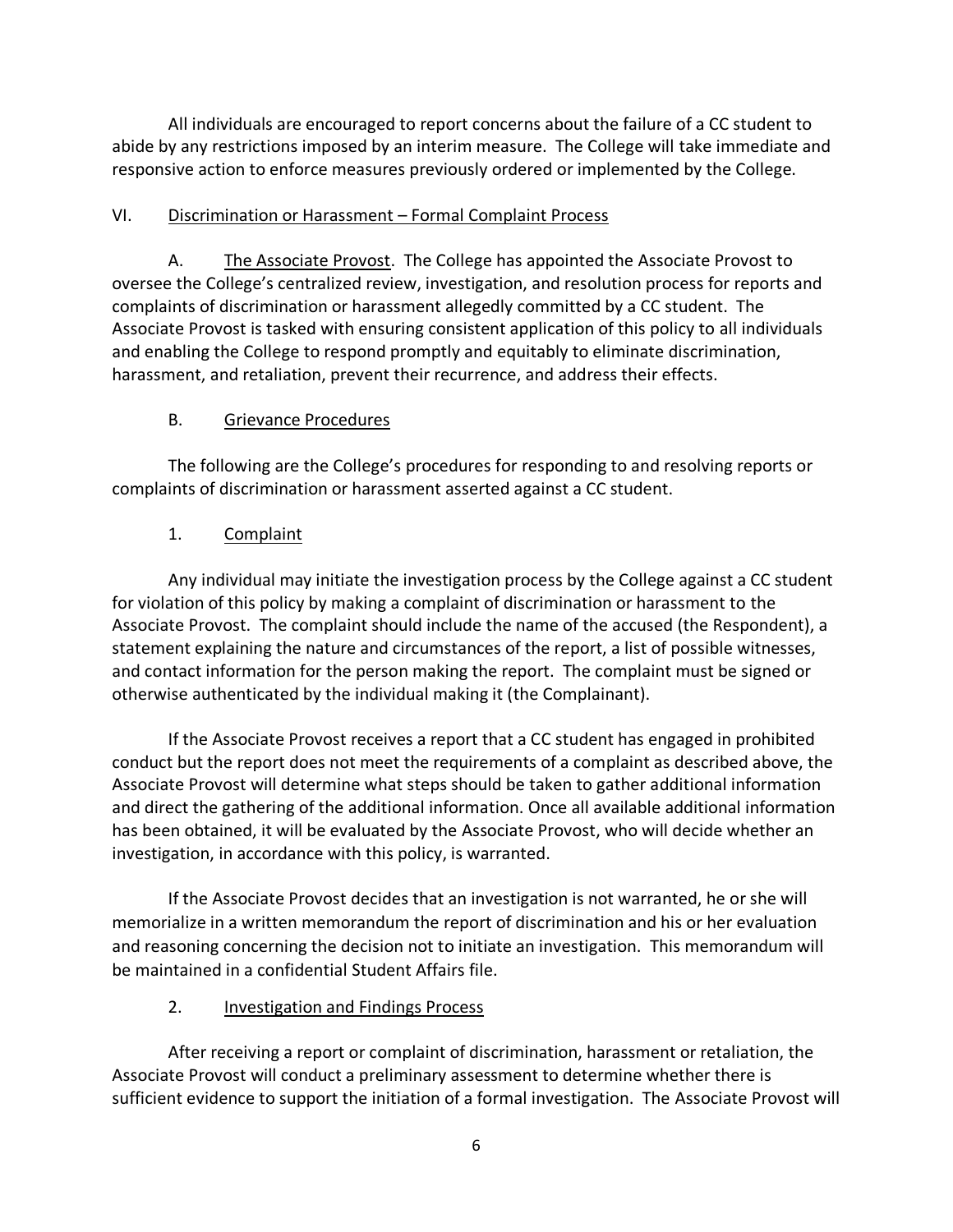All individuals are encouraged to report concerns about the failure of a CC student to abide by any restrictions imposed by an interim measure. The College will take immediate and responsive action to enforce measures previously ordered or implemented by the College.

## VI. Discrimination or Harassment – Formal Complaint Process

### A. The Associate Provost.

The College has appointed the Associate Provost to oversee the College's centralized review, investigation, and resolution process for reports and complaints of discrimination or harassment allegedly committed by a CC student. The Associate Provost is tasked with ensuring consistent application of this policy to all individuals and enabling the College to respond promptly and equitably to eliminate discrimination, harassment, and retaliation, prevent their recurrence, and address their effects.

### B. Grievance Procedures

The following are the College's procedures for responding to and resolving reports or complaints of discrimination or harassment asserted against a CC student.

#### 1. Complaint

Any individual may initiate the investigation process by the College against a CC student for violation of this policy by making a complaint of discrimination or harassment to the Associate Provost. The complaint should include the name of the accused (the Respondent), a statement explaining the nature and circumstances of the report, a list of possible witnesses, and contact information for the person making the report. The complaint must be signed or otherwise authenticated by the individual making it (the Complainant).

If the Associate Provost receives a report that a CC student has engaged in prohibited conduct but the report does not meet the requirements of a complaint as described above, the Associate Provost will determine what steps should be taken to gather additional information and direct the gathering of the additional information. Once all available additional information has been obtained, it will be evaluated by the Associate Provost, who will decide whether an investigation, in accordance with this policy, is warranted.

If the Associate Provost decides that an investigation is not warranted, he or she will memorialize in a written memorandum the report of discrimination and his or her evaluation and reasoning concerning the decision not to initiate an investigation. This memorandum will be maintained in a confidential Student Affairs file.

#### 2. Investigation and Findings Process

After receiving a report or complaint of discrimination, harassment or retaliation, the Associate Provost will conduct a preliminary assessment to determine whether there is sufficient evidence to support the initiation of a formal investigation. The Associate Provost will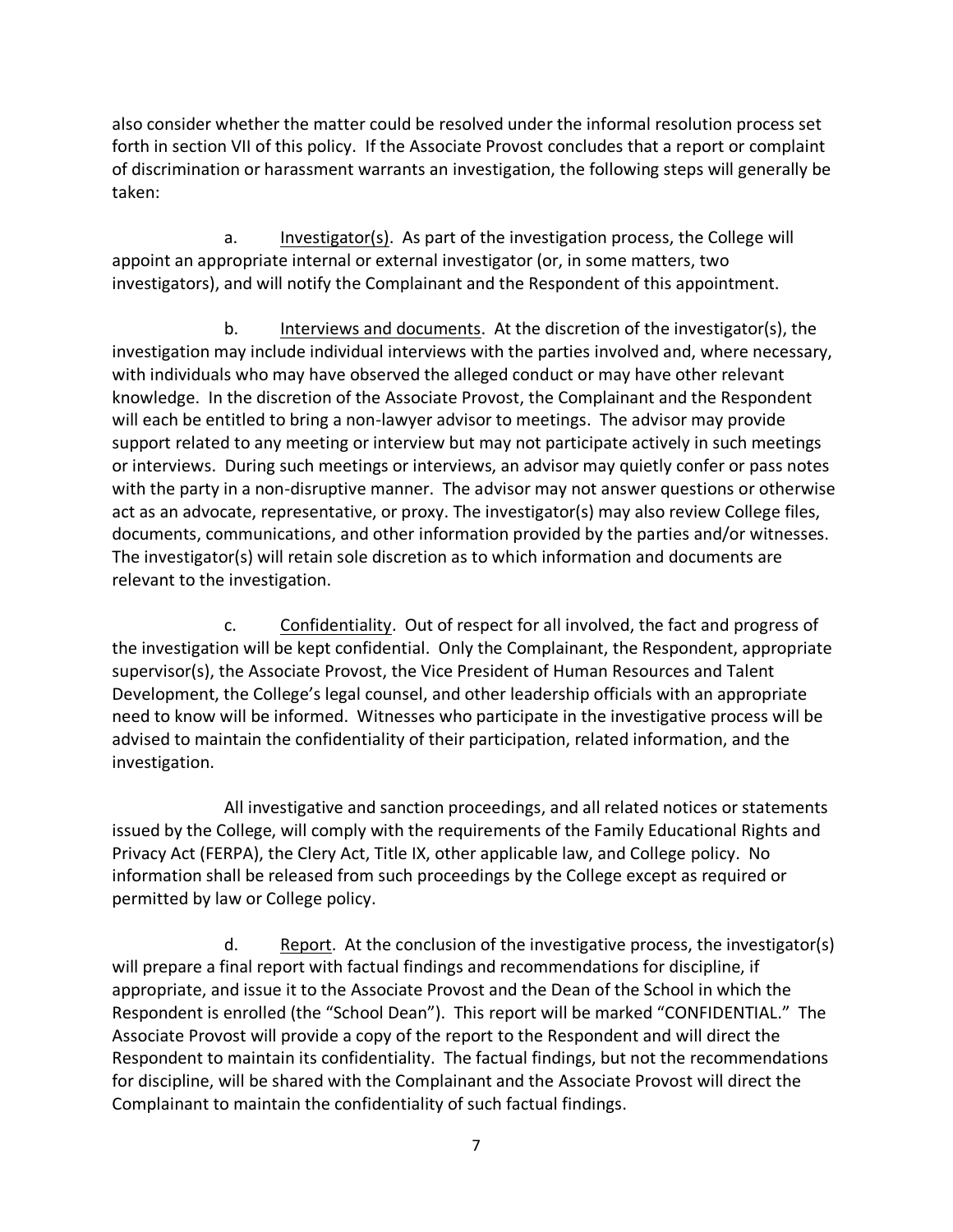also consider whether the matter could be resolved under the informal resolution process set forth in section VII of this policy. If the Associate Provost concludes that a report or complaint of discrimination or harassment warrants an investigation, the following steps will generally be taken:

a. Investigator(s). As part of the investigation process, the College will appoint an appropriate internal or external investigator (or, in some matters, two investigators), and will notify the Complainant and the Respondent of this appointment.

b. Interviews and documents. At the discretion of the investigator(s), the investigation may include individual interviews with the parties involved and, where necessary, with individuals who may have observed the alleged conduct or may have other relevant knowledge. In the discretion of the Associate Provost, the Complainant and the Respondent will each be entitled to bring a non-lawyer advisor to meetings. The advisor may provide support related to any meeting or interview but may not participate actively in such meetings or interviews. During such meetings or interviews, an advisor may quietly confer or pass notes with the party in a non-disruptive manner. The advisor may not answer questions or otherwise act as an advocate, representative, or proxy. The investigator(s) may also review College files, documents, communications, and other information provided by the parties and/or witnesses. The investigator(s) will retain sole discretion as to which information and documents are relevant to the investigation.

c. Confidentiality. Out of respect for all involved, the fact and progress of the investigation will be kept confidential. Only the Complainant, the Respondent, appropriate supervisor(s), the Associate Provost, the Vice President of Human Resources and Talent Development, the College's legal counsel, and other leadership officials with an appropriate need to know will be informed. Witnesses who participate in the investigative process will be advised to maintain the confidentiality of their participation, related information, and the investigation.

All investigative and sanction proceedings, and all related notices or statements issued by the College, will comply with the requirements of the Family Educational Rights and Privacy Act (FERPA), the Clery Act, Title IX, other applicable law, and College policy. No information shall be released from such proceedings by the College except as required or permitted by law or College policy.

d. Report. At the conclusion of the investigative process, the investigator(s) will prepare a final report with factual findings and recommendations for discipline, if appropriate, and issue it to the Associate Provost and the Dean of the School in which the Respondent is enrolled (the "School Dean"). This report will be marked "CONFIDENTIAL." The Associate Provost will provide a copy of the report to the Respondent and will direct the Respondent to maintain its confidentiality. The factual findings, but not the recommendations for discipline, will be shared with the Complainant and the Associate Provost will direct the Complainant to maintain the confidentiality of such factual findings.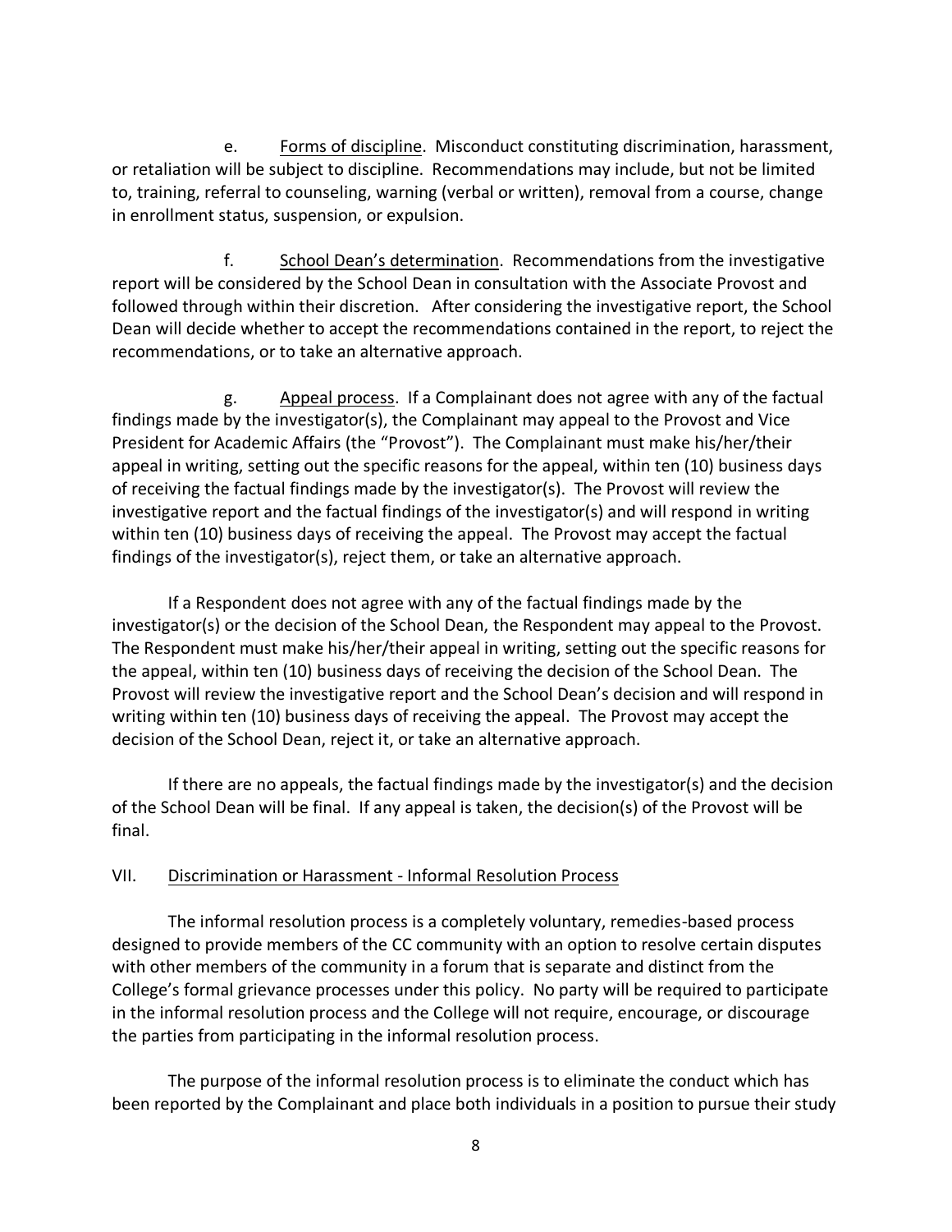e. Forms of discipline. Misconduct constituting discrimination, harassment, or retaliation will be subject to discipline. Recommendations may include, but not be limited to, training, referral to counseling, warning (verbal or written), removal from a course, change in enrollment status, suspension, or expulsion.

f. School Dean's determination. Recommendations from the investigative report will be considered by the School Dean in consultation with the Associate Provost and followed through within their discretion. After considering the investigative report, the School Dean will decide whether to accept the recommendations contained in the report, to reject the recommendations, or to take an alternative approach.

g. Appeal process. If a Complainant does not agree with any of the factual findings made by the investigator(s), the Complainant may appeal to the Provost and Vice President for Academic Affairs (the "Provost"). The Complainant must make his/her/their appeal in writing, setting out the specific reasons for the appeal, within ten (10) business days of receiving the factual findings made by the investigator(s). The Provost will review the investigative report and the factual findings of the investigator(s) and will respond in writing within ten (10) business days of receiving the appeal. The Provost may accept the factual findings of the investigator(s), reject them, or take an alternative approach.

If a Respondent does not agree with any of the factual findings made by the investigator(s) or the decision of the School Dean, the Respondent may appeal to the Provost. The Respondent must make his/her/their appeal in writing, setting out the specific reasons for the appeal, within ten (10) business days of receiving the decision of the School Dean. The Provost will review the investigative report and the School Dean's decision and will respond in writing within ten (10) business days of receiving the appeal. The Provost may accept the decision of the School Dean, reject it, or take an alternative approach.

If there are no appeals, the factual findings made by the investigator(s) and the decision of the School Dean will be final. If any appeal is taken, the decision(s) of the Provost will be final.

## VII. Discrimination or Harassment - Informal Resolution Process

The informal resolution process is a completely voluntary, remedies-based process designed to provide members of the CC community with an option to resolve certain disputes with other members of the community in a forum that is separate and distinct from the College's formal grievance processes under this policy. No party will be required to participate in the informal resolution process and the College will not require, encourage, or discourage the parties from participating in the informal resolution process.

The purpose of the informal resolution process is to eliminate the conduct which has been reported by the Complainant and place both individuals in a position to pursue their study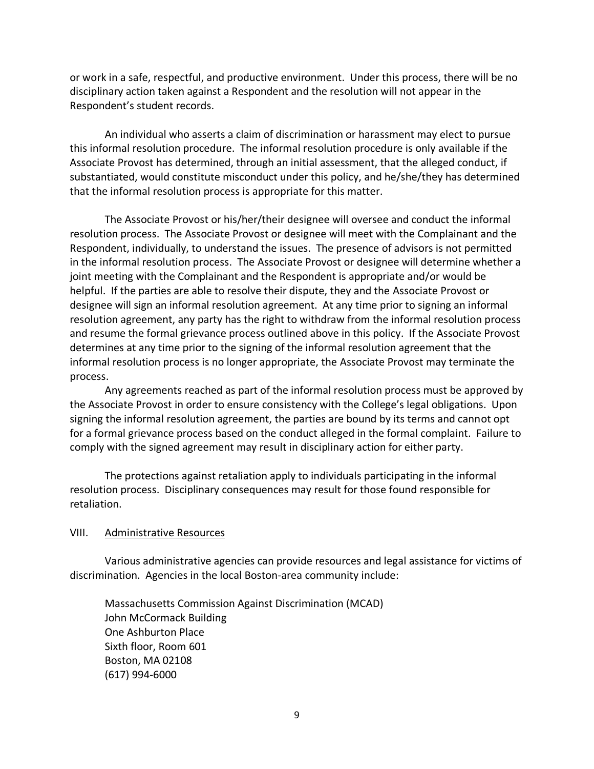or work in a safe, respectful, and productive environment. Under this process, there will be no disciplinary action taken against a Respondent and the resolution will not appear in the Respondent's student records.

An individual who asserts a claim of discrimination or harassment may elect to pursue this informal resolution procedure. The informal resolution procedure is only available if the Associate Provost has determined, through an initial assessment, that the alleged conduct, if substantiated, would constitute misconduct under this policy, and he/she/they has determined that the informal resolution process is appropriate for this matter.

The Associate Provost or his/her/their designee will oversee and conduct the informal resolution process. The Associate Provost or designee will meet with the Complainant and the Respondent, individually, to understand the issues. The presence of advisors is not permitted in the informal resolution process. The Associate Provost or designee will determine whether a joint meeting with the Complainant and the Respondent is appropriate and/or would be helpful. If the parties are able to resolve their dispute, they and the Associate Provost or designee will sign an informal resolution agreement. At any time prior to signing an informal resolution agreement, any party has the right to withdraw from the informal resolution process and resume the formal grievance process outlined above in this policy. If the Associate Provost determines at any time prior to the signing of the informal resolution agreement that the informal resolution process is no longer appropriate, the Associate Provost may terminate the process.

Any agreements reached as part of the informal resolution process must be approved by the Associate Provost in order to ensure consistency with the College's legal obligations. Upon signing the informal resolution agreement, the parties are bound by its terms and cannot opt for a formal grievance process based on the conduct alleged in the formal complaint. Failure to comply with the signed agreement may result in disciplinary action for either party.

The protections against retaliation apply to individuals participating in the informal resolution process. Disciplinary consequences may result for those found responsible for retaliation.

## VIII. Administrative Resources

Various administrative agencies can provide resources and legal assistance for victims of discrimination. Agencies in the local Boston-area community include:

Massachusetts Commission Against Discrimination (MCAD)
John McCormack Building
One Ashburton Place
Sixth floor, Room 601
Boston, MA 02108
(617) 994-6000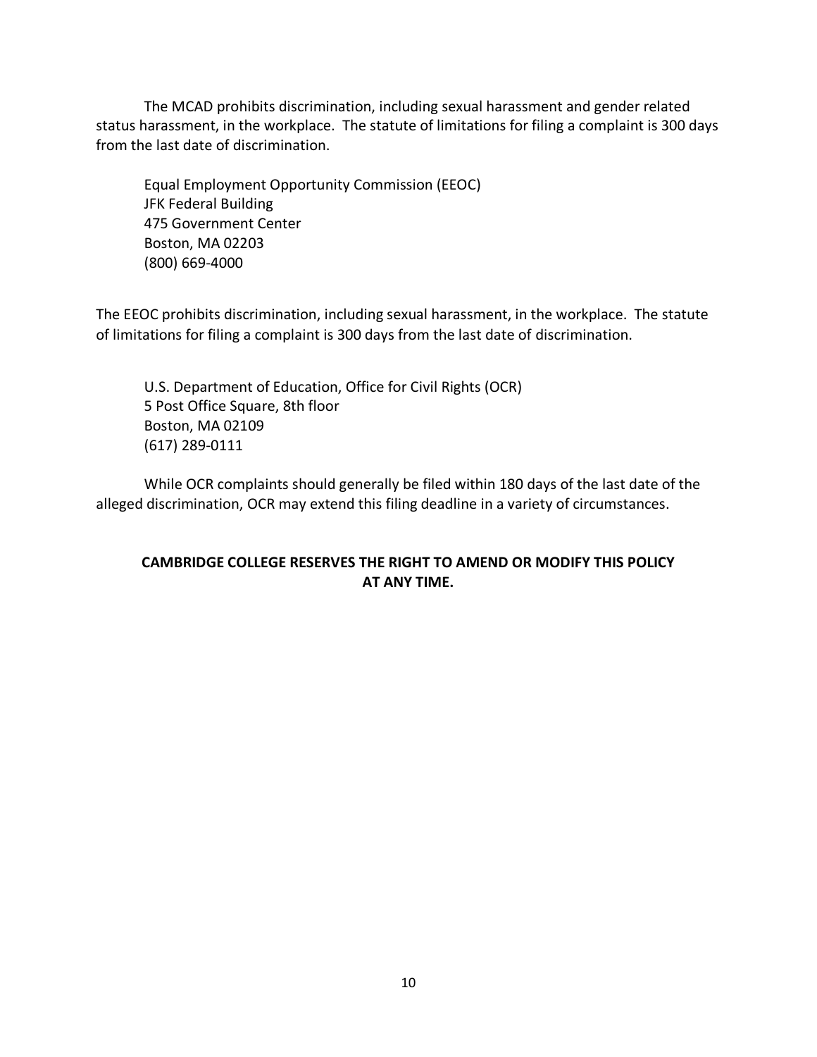The MCAD prohibits discrimination, including sexual harassment and gender related status harassment, in the workplace. The statute of limitations for filing a complaint is 300 days from the last date of discrimination.

Equal Employment Opportunity Commission (EEOC)
JFK Federal Building
475 Government Center
Boston, MA 02203
(800) 669-4000

The EEOC prohibits discrimination, including sexual harassment, in the workplace. The statute of limitations for filing a complaint is 300 days from the last date of discrimination.

U.S. Department of Education, Office for Civil Rights (OCR)
5 Post Office Square, 8th floor
Boston, MA 02109
(617) 289-0111

While OCR complaints should generally be filed within 180 days of the last date of the alleged discrimination, OCR may extend this filing deadline in a variety of circumstances.

**CAMBRIDGE COLLEGE RESERVES THE RIGHT TO AMEND OR MODIFY THIS POLICY AT ANY TIME.**